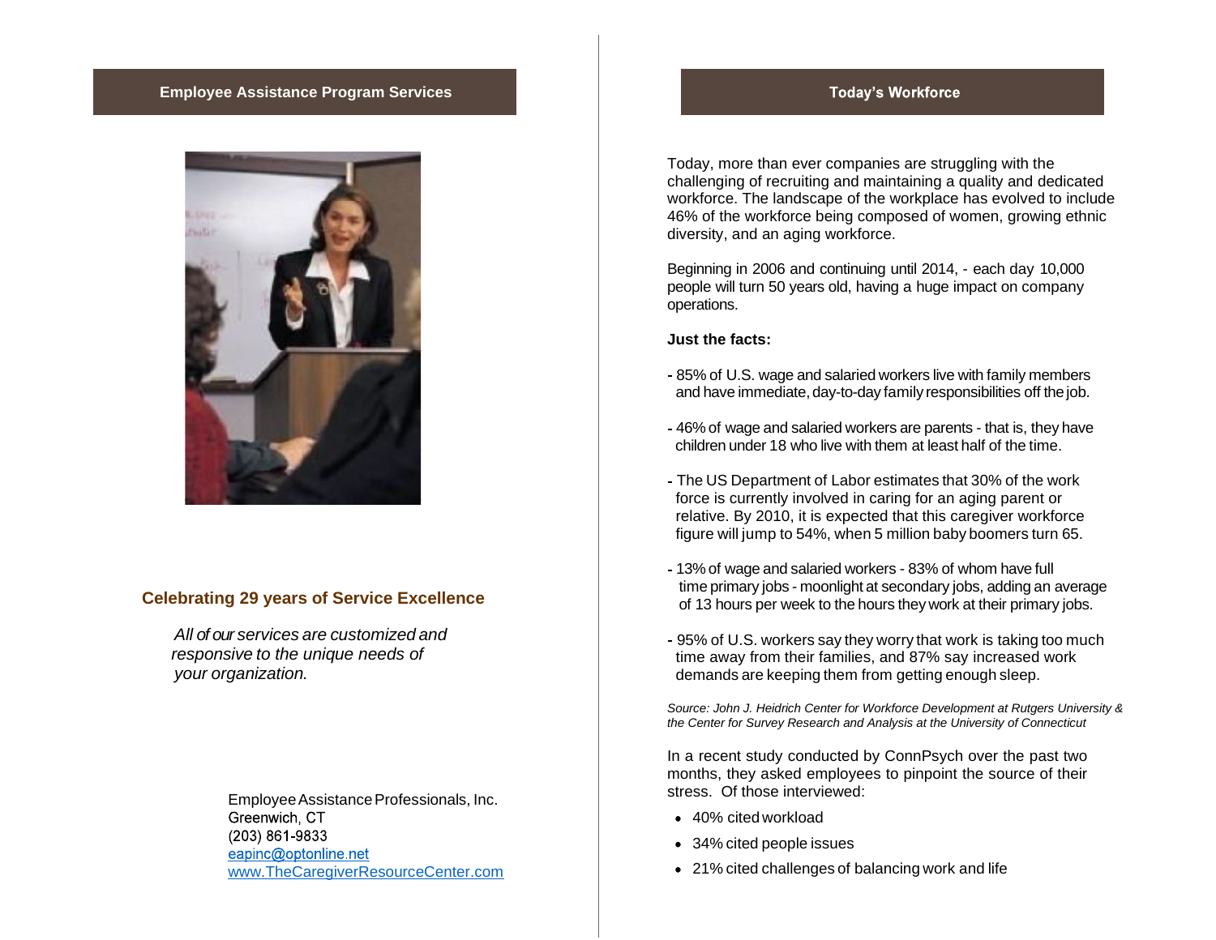## Employee Assistance Program Services

### Celebrating 29 years of Service Excellence

*All of our services are customized and responsive to the unique needs of your organization.*

Employee Assistance Professionals, Inc.
Greenwich, CT
(203) 861-9833
eapinc@optonline.net
www.TheCaregiverResourceCenter.com

## Today's Workforce

Today, more than ever companies are struggling with the challenging of recruiting and maintaining a quality and dedicated workforce. The landscape of the workplace has evolved to include 46% of the workforce being composed of women, growing ethnic diversity, and an aging workforce.

Beginning in 2006 and continuing until 2014, - each day 10,000 people will turn 50 years old, having a huge impact on company operations.

**Just the facts:**

- 85% of U.S. wage and salaried workers live with family members and have immediate, day-to-day family responsibilities off the job.
- 46% of wage and salaried workers are parents - that is, they have children under 18 who live with them at least half of the time.
- The US Department of Labor estimates that 30% of the work force is currently involved in caring for an aging parent or relative. By 2010, it is expected that this caregiver workforce figure will jump to 54%, when 5 million baby boomers turn 65.
- 13% of wage and salaried workers - 83% of whom have full time primary jobs - moonlight at secondary jobs, adding an average of 13 hours per week to the hours they work at their primary jobs.
- 95% of U.S. workers say they worry that work is taking too much time away from their families, and 87% say increased work demands are keeping them from getting enough sleep.

*Source: John J. Heidrich Center for Workforce Development at Rutgers University & the Center for Survey Research and Analysis at the University of Connecticut*

In a recent study conducted by ConnPsych over the past two months, they asked employees to pinpoint the source of their stress. Of those interviewed:

- 40% cited workload
- 34% cited people issues
- 21% cited challenges of balancing work and life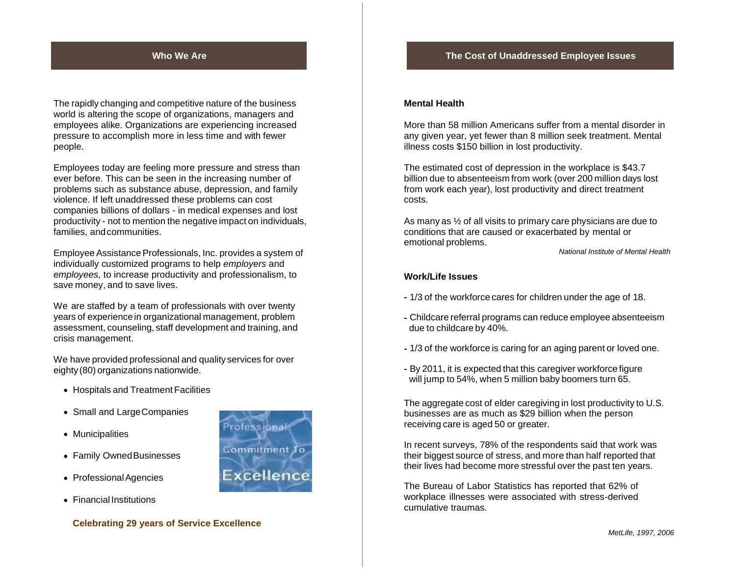## Who We Are

The rapidly changing and competitive nature of the business world is altering the scope of organizations, managers and employees alike. Organizations are experiencing increased pressure to accomplish more in less time and with fewer people.

Employees today are feeling more pressure and stress than ever before. This can be seen in the increasing number of problems such as substance abuse, depression, and family violence. If left unaddressed these problems can cost companies billions of dollars - in medical expenses and lost productivity - not to mention the negative impact on individuals, families, and communities.

Employee Assistance Professionals, Inc. provides a system of individually customized programs to help *employers* and *employees,* to increase productivity and professionalism, to save money, and to save lives.

We are staffed by a team of professionals with over twenty years of experience in organizational management, problem assessment, counseling, staff development and training, and crisis management.

We have provided professional and quality services for over eighty (80) organizations nationwide.

- Hospitals and Treatment Facilities
- Small and Large Companies
- Municipalities
- Family Owned Businesses
- Professional Agencies
- Financial Institutions

Professional Commitment To Excellence

**Celebrating 29 years of Service Excellence**

## The Cost of Unaddressed Employee Issues

### Mental Health

More than 58 million Americans suffer from a mental disorder in any given year, yet fewer than 8 million seek treatment. Mental illness costs $150 billion in lost productivity.

The estimated cost of depression in the workplace is $43.7 billion due to absenteeism from work (over 200 million days lost from work each year), lost productivity and direct treatment costs.

As many as ½ of all visits to primary care physicians are due to conditions that are caused or exacerbated by mental or emotional problems.

*National Institute of Mental Health*

### Work/Life Issues

- 1/3 of the workforce cares for children under the age of 18.
- Childcare referral programs can reduce employee absenteeism due to childcare by 40%.
- 1/3 of the workforce is caring for an aging parent or loved one.
- By 2011, it is expected that this caregiver workforce figure will jump to 54%, when 5 million baby boomers turn 65.

The aggregate cost of elder caregiving in lost productivity to U.S. businesses are as much as $29 billion when the person receiving care is aged 50 or greater.

In recent surveys, 78% of the respondents said that work was their biggest source of stress, and more than half reported that their lives had become more stressful over the past ten years.

The Bureau of Labor Statistics has reported that 62% of workplace illnesses were associated with stress-derived cumulative traumas.

*MetLife, 1997, 2006*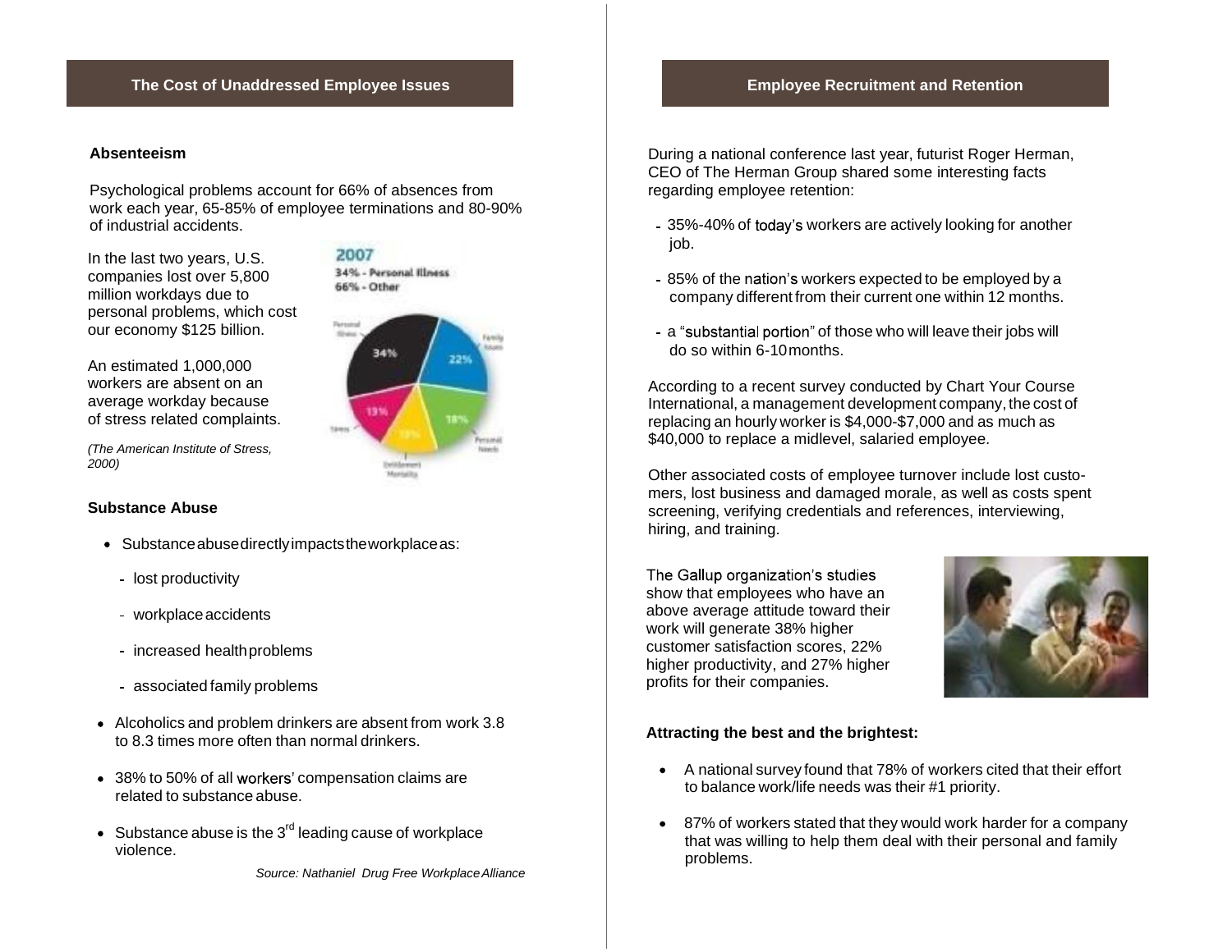## The Cost of Unaddressed Employee Issues

### Absenteeism

Psychological problems account for 66% of absences from work each year, 65-85% of employee terminations and 80-90% of industrial accidents.

In the last two years, U.S. companies lost over 5,800 million workdays due to personal problems, which cost our economy $125 billion.

An estimated 1,000,000 workers are absent on an average workday because of stress related complaints.

*(The American Institute of Stress, 2000)*

### Substance Abuse

- Substance abuse directly impacts the workplace as:
  - lost productivity
  - workplace accidents
  - increased health problems
  - associated family problems
- Alcoholics and problem drinkers are absent from work 3.8 to 8.3 times more often than normal drinkers.
- 38% to 50% of all workers' compensation claims are related to substance abuse.
- Substance abuse is the 3rd leading cause of workplace violence.

*Source: Nathaniel Drug Free Workplace Alliance*

## Employee Recruitment and Retention

During a national conference last year, futurist Roger Herman, CEO of The Herman Group shared some interesting facts regarding employee retention:

- 35%-40% of today's workers are actively looking for another job.
- 85% of the nation's workers expected to be employed by a company different from their current one within 12 months.
- a "substantial portion" of those who will leave their jobs will do so within 6-10 months.

According to a recent survey conducted by Chart Your Course International, a management development company, the cost of replacing an hourly worker is $4,000-$7,000 and as much as $40,000 to replace a midlevel, salaried employee.

Other associated costs of employee turnover include lost customers, lost business and damaged morale, as well as costs spent screening, verifying credentials and references, interviewing, hiring, and training.

The Gallup organization's studies show that employees who have an above average attitude toward their work will generate 38% higher customer satisfaction scores, 22% higher productivity, and 27% higher profits for their companies.

### Attracting the best and the brightest:

- A national survey found that 78% of workers cited that their effort to balance work/life needs was their #1 priority.
- 87% of workers stated that they would work harder for a company that was willing to help them deal with their personal and family problems.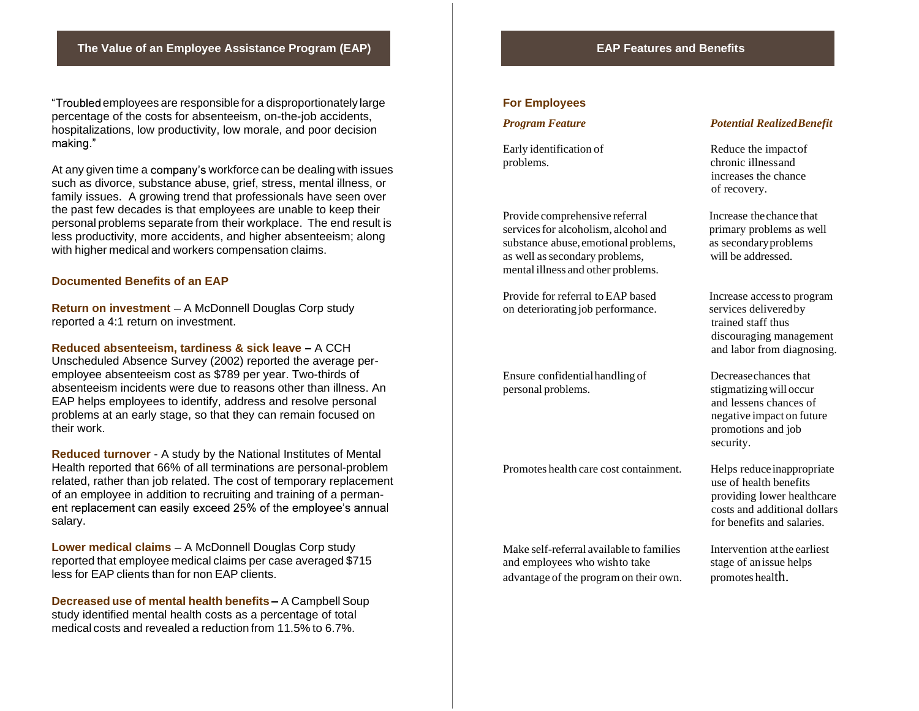## The Value of an Employee Assistance Program (EAP)

"Troubled employees are responsible for a disproportionately large percentage of the costs for absenteeism, on-the-job accidents, hospitalizations, low productivity, low morale, and poor decision making."

At any given time a company's workforce can be dealing with issues such as divorce, substance abuse, grief, stress, mental illness, or family issues. A growing trend that professionals have seen over the past few decades is that employees are unable to keep their personal problems separate from their workplace. The end result is less productivity, more accidents, and higher absenteeism; along with higher medical and workers compensation claims.

### Documented Benefits of an EAP

**Return on investment** – A McDonnell Douglas Corp study reported a 4:1 return on investment.

**Reduced absenteeism, tardiness & sick leave** – A CCH Unscheduled Absence Survey (2002) reported the average per-employee absenteeism cost as $789 per year. Two-thirds of absenteeism incidents were due to reasons other than illness. An EAP helps employees to identify, address and resolve personal problems at an early stage, so that they can remain focused on their work.

**Reduced turnover** - A study by the National Institutes of Mental Health reported that 66% of all terminations are personal-problem related, rather than job related. The cost of temporary replacement of an employee in addition to recruiting and training of a permanent replacement can easily exceed 25% of the employee's annual salary.

**Lower medical claims** – A McDonnell Douglas Corp study reported that employee medical claims per case averaged $715 less for EAP clients than for non EAP clients.

**Decreased use of mental health benefits** – A Campbell Soup study identified mental health costs as a percentage of total medical costs and revealed a reduction from 11.5% to 6.7%.

## EAP Features and Benefits

### For Employees

| *Program Feature* | *Potential Realized Benefit* |
|---|---|
| Early identification of problems. | Reduce the impact of chronic illness and increases the chance of recovery. |
| Provide comprehensive referral services for alcoholism, alcohol and substance abuse, emotional problems, as well as secondary problems, mental illness and other problems. | Increase the chance that primary problems as well as secondary problems will be addressed. |
| Provide for referral to EAP based on deteriorating job performance. | Increase access to program services delivered by trained staff thus discouraging management and labor from diagnosing. |
| Ensure confidential handling of personal problems. | Decrease chances that stigmatizing will occur and lessens chances of negative impact on future promotions and job security. |
| Promotes health care cost containment. | Helps reduce inappropriate use of health benefits providing lower healthcare costs and additional dollars for benefits and salaries. |
| Make self-referral available to families and employees who wish to take advantage of the program on their own. | Intervention at the earliest stage of an issue helps promotes health. |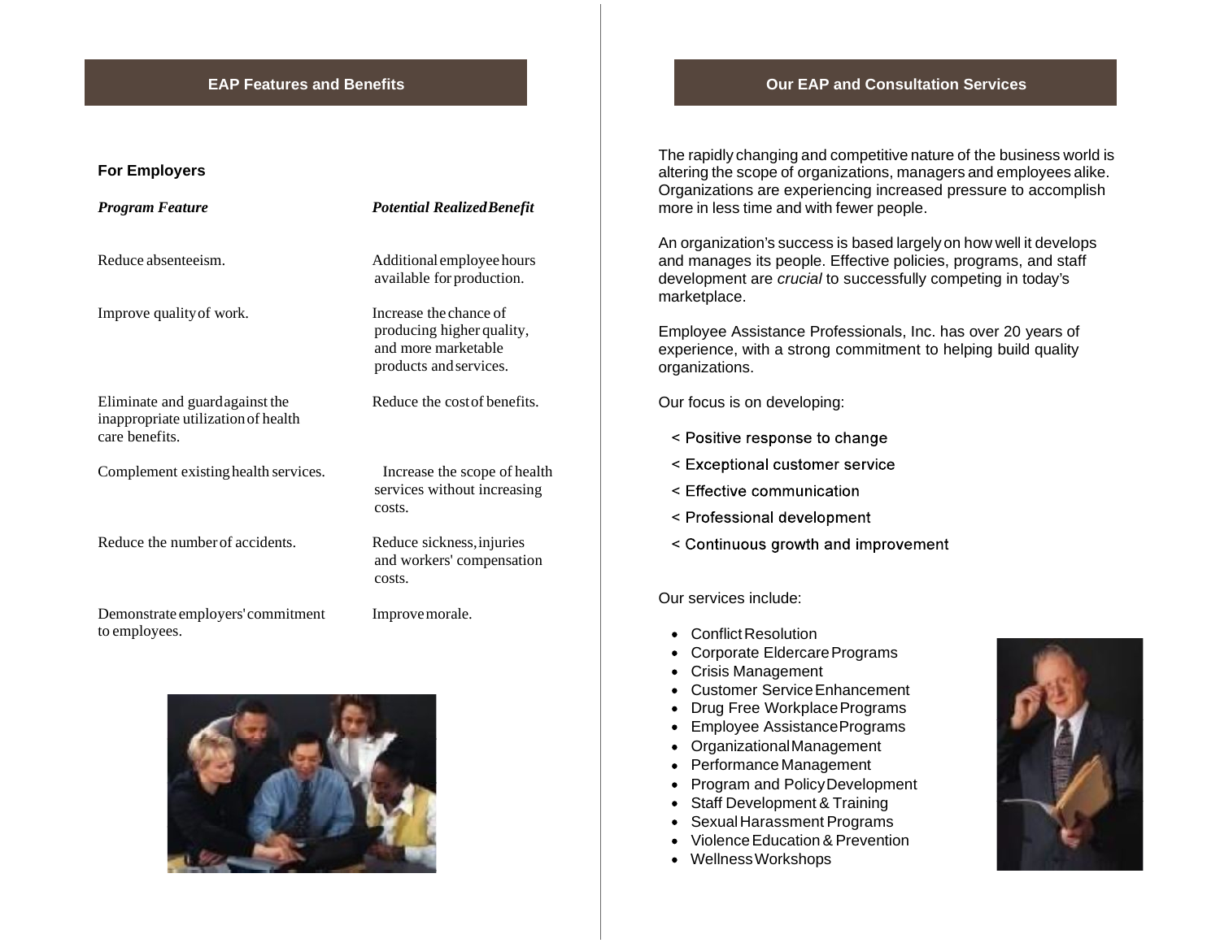## EAP Features and Benefits

### For Employers

| *Program Feature* | *Potential Realized Benefit* |
|---|---|
| Reduce absenteeism. | Additional employee hours available for production. |
| Improve quality of work. | Increase the chance of producing higher quality, and more marketable products and services. |
| Eliminate and guard against the inappropriate utilization of health care benefits. | Reduce the cost of benefits. |
| Complement existing health services. | Increase the scope of health services without increasing costs. |
| Reduce the number of accidents. | Reduce sickness, injuries and workers' compensation costs. |
| Demonstrate employers' commitment to employees. | Improve morale. |

## Our EAP and Consultation Services

The rapidly changing and competitive nature of the business world is altering the scope of organizations, managers and employees alike. Organizations are experiencing increased pressure to accomplish more in less time and with fewer people.

An organization's success is based largely on how well it develops and manages its people. Effective policies, programs, and staff development are *crucial* to successfully competing in today's marketplace.

Employee Assistance Professionals, Inc. has over 20 years of experience, with a strong commitment to helping build quality organizations.

Our focus is on developing:

- Positive response to change
- Exceptional customer service
- Effective communication
- Professional development
- Continuous growth and improvement

Our services include:

- Conflict Resolution
- Corporate Eldercare Programs
- Crisis Management
- Customer Service Enhancement
- Drug Free Workplace Programs
- Employee Assistance Programs
- Organizational Management
- Performance Management
- Program and Policy Development
- Staff Development & Training
- Sexual Harassment Programs
- Violence Education & Prevention
- Wellness Workshops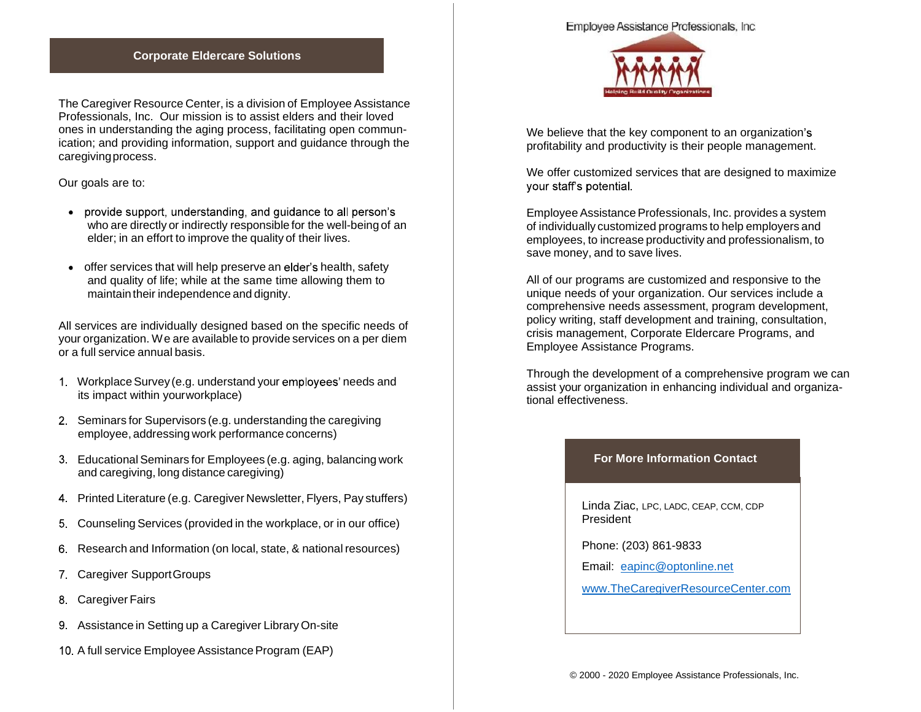## Corporate Eldercare Solutions

The Caregiver Resource Center, is a division of Employee Assistance Professionals, Inc. Our mission is to assist elders and their loved ones in understanding the aging process, facilitating open communication; and providing information, support and guidance through the caregiving process.

Our goals are to:

- provide support, understanding, and guidance to all person's who are directly or indirectly responsible for the well-being of an elder; in an effort to improve the quality of their lives.
- offer services that will help preserve an elder's health, safety and quality of life; while at the same time allowing them to maintain their independence and dignity.

All services are individually designed based on the specific needs of your organization. We are available to provide services on a per diem or a full service annual basis.

1. Workplace Survey (e.g. understand your employees' needs and its impact within your workplace)
2. Seminars for Supervisors (e.g. understanding the caregiving employee, addressing work performance concerns)
3. Educational Seminars for Employees (e.g. aging, balancing work and caregiving, long distance caregiving)
4. Printed Literature (e.g. Caregiver Newsletter, Flyers, Pay stuffers)
5. Counseling Services (provided in the workplace, or in our office)
6. Research and Information (on local, state, & national resources)
7. Caregiver Support Groups
8. Caregiver Fairs
9. Assistance in Setting up a Caregiver Library On-site
10. A full service Employee Assistance Program (EAP)

Employee Assistance Professionals, Inc

Helping Build Quality Organizations

We believe that the key component to an organization's profitability and productivity is their people management.

We offer customized services that are designed to maximize your staff's potential.

Employee Assistance Professionals, Inc. provides a system of individually customized programs to help employers and employees, to increase productivity and professionalism, to save money, and to save lives.

All of our programs are customized and responsive to the unique needs of your organization. Our services include a comprehensive needs assessment, program development, policy writing, staff development and training, consultation, crisis management, Corporate Eldercare Programs, and Employee Assistance Programs.

Through the development of a comprehensive program we can assist your organization in enhancing individual and organizational effectiveness.

### For More Information Contact

Linda Ziac, LPC, LADC, CEAP, CCM, CDP
President

Phone: (203) 861-9833

Email: eapinc@optonline.net

www.TheCaregiverResourceCenter.com

© 2000 - 2020 Employee Assistance Professionals, Inc.